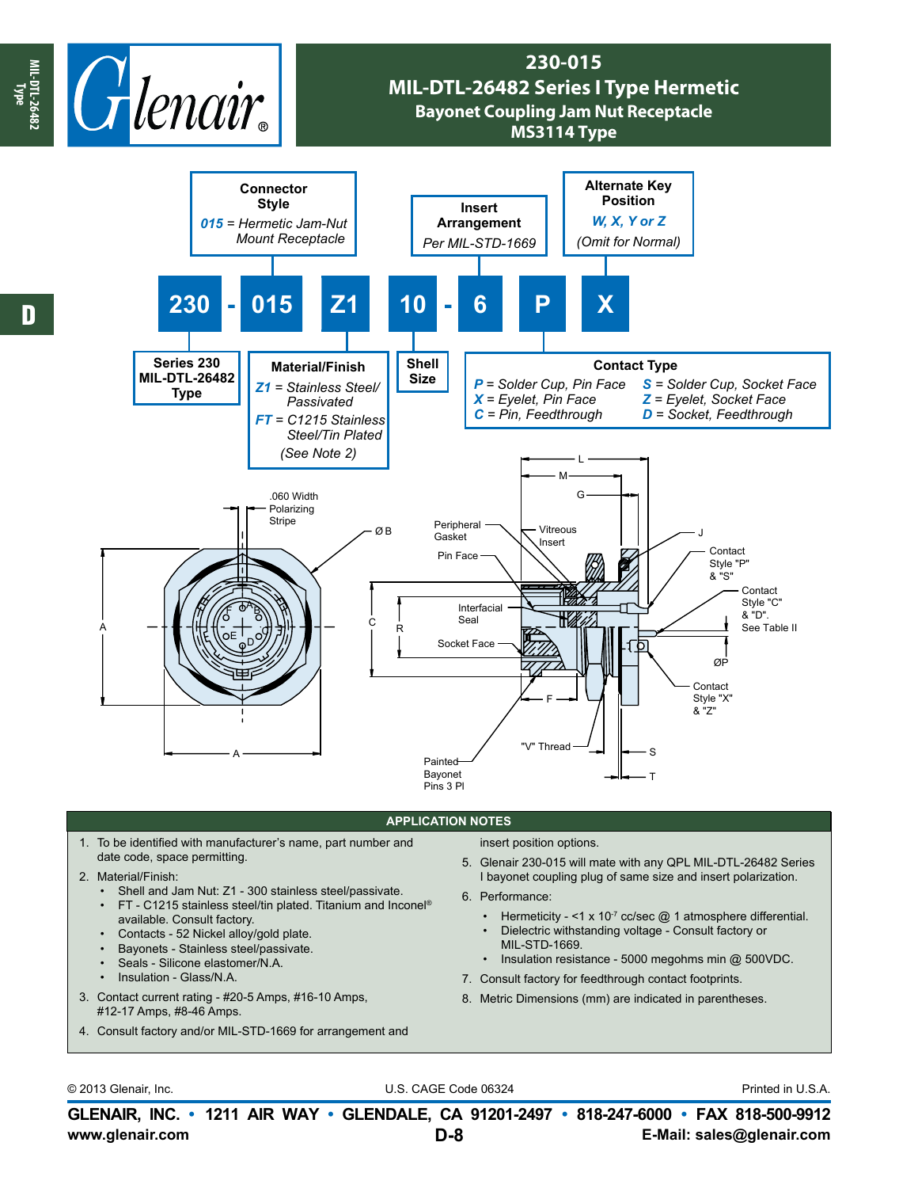# 230-015

## MIL-DTL-26482 Series I Type Hermetic

### Bayonet Coupling Jam Nut Receptacle

### MS3114 Type

**230 - 015 Z1 10 - 6 P X**

- **Series 230** MIL-DTL-26482 Type
- **Connector Style**: *015* = Hermetic Jam-Nut Mount Receptacle
- **Material/Finish**:
  - *Z1* = Stainless Steel/ Passivated
  - *FT* = C1215 Stainless Steel/Tin Plated
  - (See Note 2)
- **Shell Size**
- **Insert Arrangement**: Per MIL-STD-1669
- **Contact Type**:
  - *P* = Solder Cup, Pin Face
  - *X* = Eyelet, Pin Face
  - *C* = Pin, Feedthrough
  - *S* = Solder Cup, Socket Face
  - *Z* = Eyelet, Socket Face
  - *D* = Socket, Feedthrough
- **Alternate Key Position**: *W, X, Y or Z* (Omit for Normal)

.060 Width Polarizing Stripe, ØB, A, C, R, Peripheral Gasket, Pin Face, Vitreous Insert, Interfacial Seal, Socket Face, L, M, G, J, Contact Style "P" & "S", Contact Style "C" & "D". See Table II, ØP, Contact Style "X" & "Z", F, "V" Thread, S, T, Painted Bayonet Pins 3 Pl

## APPLICATION NOTES

1. To be identified with manufacturer's name, part number and date code, space permitting.
2. Material/Finish:
   - Shell and Jam Nut: Z1 - 300 stainless steel/passivate.
   - FT - C1215 stainless steel/tin plated. Titanium and Inconel® available. Consult factory.
   - Contacts - 52 Nickel alloy/gold plate.
   - Bayonets - Stainless steel/passivate.
   - Seals - Silicone elastomer/N.A.
   - Insulation - Glass/N.A.
3. Contact current rating - #20-5 Amps, #16-10 Amps, #12-17 Amps, #8-46 Amps.
4. Consult factory and/or MIL-STD-1669 for arrangement and insert position options.
5. Glenair 230-015 will mate with any QPL MIL-DTL-26482 Series I bayonet coupling plug of same size and insert polarization.
6. Performance:
   - Hermeticity - <1 x $10^{-7}$ cc/sec @ 1 atmosphere differential.
   - Dielectric withstanding voltage - Consult factory or MIL-STD-1669.
   - Insulation resistance - 5000 megohms min @ 500VDC.
7. Consult factory for feedthrough contact footprints.
8. Metric Dimensions (mm) are indicated in parentheses.

© 2013 Glenair, Inc. U.S. CAGE Code 06324 Printed in U.S.A.

**GLENAIR, INC. • 1211 AIR WAY • GLENDALE, CA 91201-2497 • 818-247-6000 • FAX 818-500-9912**
**www.glenair.com** **E-Mail: sales@glenair.com**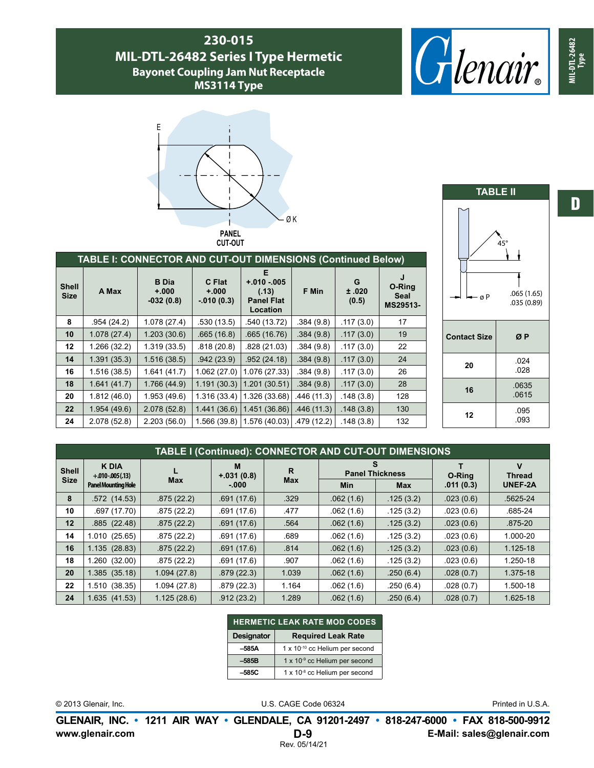# 230-015
## MIL-DTL-26482 Series I Type Hermetic
### Bayonet Coupling Jam Nut Receptacle
### MS3114 Type

E

Ø K

PANEL CUT-OUT

**TABLE I: CONNECTOR AND CUT-OUT DIMENSIONS (Continued Below)**

| Shell Size | A Max | B Dia +.000 -032 (0.8) | C Flat +.000 -.010 (0.3) | E +.010 -.005 (.13) Panel Flat Location | F Min | G ± .020 (0.5) | J O-Ring Seal MS29513- |
|---|---|---|---|---|---|---|---|
| 8 | .954 (24.2) | 1.078 (27.4) | .530 (13.5) | .540 (13.72) | .384 (9.8) | .117 (3.0) | 17 |
| 10 | 1.078 (27.4) | 1.203 (30.6) | .665 (16.8) | .665 (16.76) | .384 (9.8) | .117 (3.0) | 19 |
| 12 | 1.266 (32.2) | 1.319 (33.5) | .818 (20.8) | .828 (21.03) | .384 (9.8) | .117 (3.0) | 22 |
| 14 | 1.391 (35.3) | 1.516 (38.5) | .942 (23.9) | .952 (24.18) | .384 (9.8) | .117 (3.0) | 24 |
| 16 | 1.516 (38.5) | 1.641 (41.7) | 1.062 (27.0) | 1.076 (27.33) | .384 (9.8) | .117 (3.0) | 26 |
| 18 | 1.641 (41.7) | 1.766 (44.9) | 1.191 (30.3) | 1.201 (30.51) | .384 (9.8) | .117 (3.0) | 28 |
| 20 | 1.812 (46.0) | 1.953 (49.6) | 1.316 (33.4) | 1.326 (33.68) | .446 (11.3) | .148 (3.8) | 128 |
| 22 | 1.954 (49.6) | 2.078 (52.8) | 1.441 (36.6) | 1.451 (36.86) | .446 (11.3) | .148 (3.8) | 130 |
| 24 | 2.078 (52.8) | 2.203 (56.0) | 1.566 (39.8) | 1.576 (40.03) | .479 (12.2) | .148 (3.8) | 132 |

**TABLE II**

45°

ø P

.065 (1.65)
.035 (0.89)

| Contact Size | Ø P |
|---|---|
| 20 | .024<br>.028 |
| 16 | .0635<br>.0615 |
| 12 | .095<br>.093 |

**TABLE I (Continued): CONNECTOR AND CUT-OUT DIMENSIONS**

| Shell Size | K DIA +.010 -.005 (.13) Panel Mounting Hole | L Max | M +.031 (0.8) -.000 | R Max | S Panel Thickness | | T O-Ring .011 (0.3) | V Thread UNEF-2A |
|---|---|---|---|---|---|---|---|---|
| | | | | | Min | Max | | |
| 8 | .572 (14.53) | .875 (22.2) | .691 (17.6) | .329 | .062 (1.6) | .125 (3.2) | .023 (0.6) | .5625-24 |
| 10 | .697 (17.70) | .875 (22.2) | .691 (17.6) | .477 | .062 (1.6) | .125 (3.2) | .023 (0.6) | .685-24 |
| 12 | .885 (22.48) | .875 (22.2) | .691 (17.6) | .564 | .062 (1.6) | .125 (3.2) | .023 (0.6) | .875-20 |
| 14 | 1.010 (25.65) | .875 (22.2) | .691 (17.6) | .689 | .062 (1.6) | .125 (3.2) | .023 (0.6) | 1.000-20 |
| 16 | 1.135 (28.83) | .875 (22.2) | .691 (17.6) | .814 | .062 (1.6) | .125 (3.2) | .023 (0.6) | 1.125-18 |
| 18 | 1.260 (32.00) | .875 (22.2) | .691 (17.6) | .907 | .062 (1.6) | .125 (3.2) | .023 (0.6) | 1.250-18 |
| 20 | 1.385 (35.18) | 1.094 (27.8) | .879 (22.3) | 1.039 | .062 (1.6) | .250 (6.4) | .028 (0.7) | 1.375-18 |
| 22 | 1.510 (38.35) | 1.094 (27.8) | .879 (22.3) | 1.164 | .062 (1.6) | .250 (6.4) | .028 (0.7) | 1.500-18 |
| 24 | 1.635 (41.53) | 1.125 (28.6) | .912 (23.2) | 1.289 | .062 (1.6) | .250 (6.4) | .028 (0.7) | 1.625-18 |

**HERMETIC LEAK RATE MOD CODES**

| Designator | Required Leak Rate |
|---|---|
| –585A | 1 x $10^{-10}$ cc Helium per second |
| –585B | 1 x $10^{-9}$ cc Helium per second |
| –585C | 1 x $10^{-8}$ cc Helium per second |

© 2013 Glenair, Inc. U.S. CAGE Code 06324 Printed in U.S.A.

**GLENAIR, INC. • 1211 AIR WAY • GLENDALE, CA 91201-2497 • 818-247-6000 • FAX 818-500-9912**

**www.glenair.com** **E-Mail: sales@glenair.com**

Rev. 05/14/21